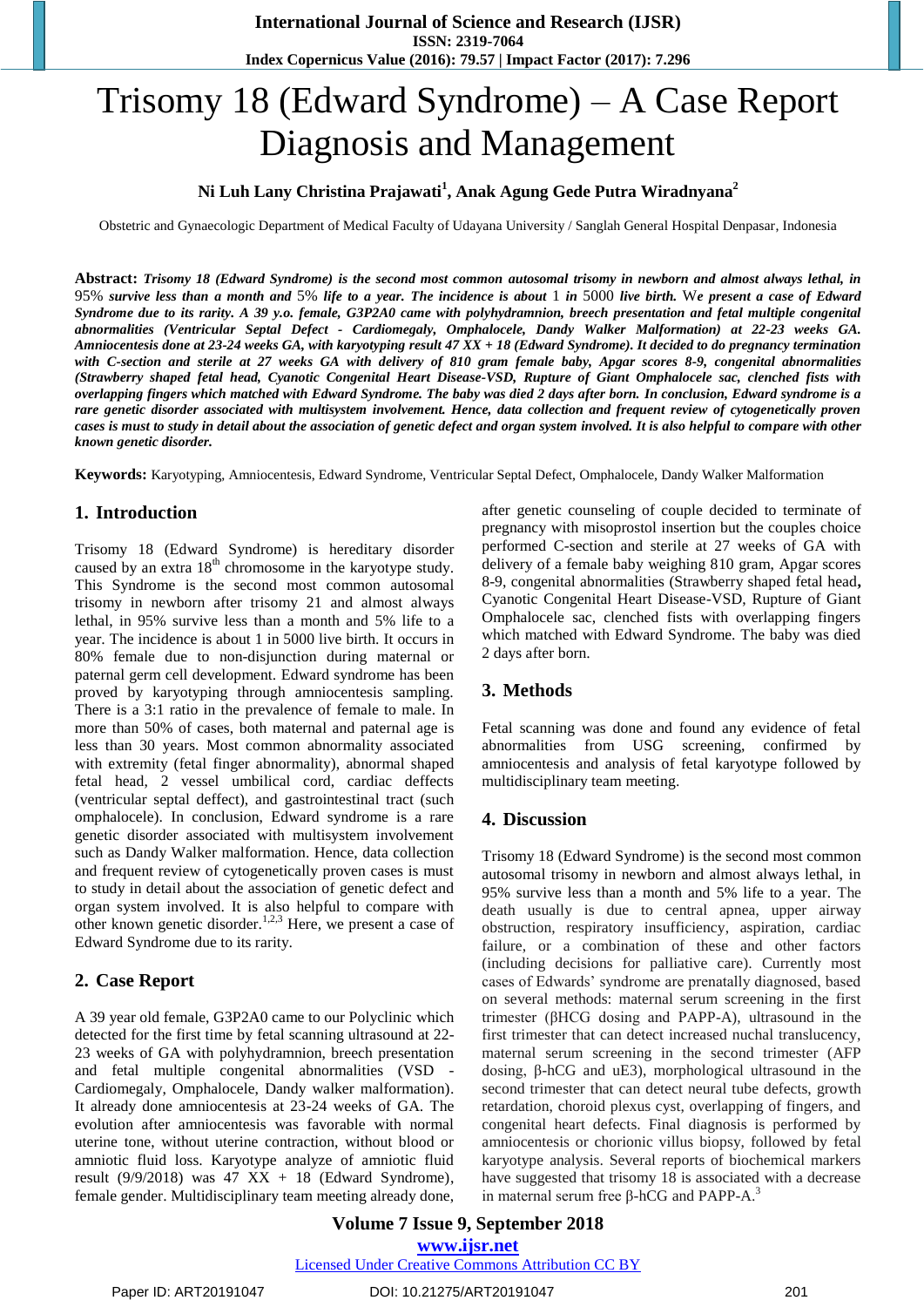# Trisomy 18 (Edward Syndrome) – A Case Report Diagnosis and Management

**Ni Luh Lany Christina Prajawati[1], Anak Agung Gede Putra Wiradnyana[2]**

Obstetric and Gynaecologic Department of Medical Faculty of Udayana University / Sanglah General Hospital Denpasar, Indonesia

**Abstract:** ***Trisomy 18 (Edward Syndrome) is the second most common autosomal trisomy in newborn and almost always lethal, in 95% survive less than a month and 5% life to a year. The incidence is about 1 in 5000 live birth. We present a case of Edward Syndrome due to its rarity. A 39 y.o. female, G3P2A0 came with polyhydramnion, breech presentation and fetal multiple congenital abnormalities (Ventricular Septal Defect - Cardiomegaly, Omphalocele, Dandy Walker Malformation) at 22-23 weeks GA. Amniocentesis done at 23-24 weeks GA, with karyotyping result 47 XX + 18 (Edward Syndrome). It decided to do pregnancy termination with C-section and sterile at 27 weeks GA with delivery of 810 gram female baby, Apgar scores 8-9, congenital abnormalities (Strawberry shaped fetal head, Cyanotic Congenital Heart Disease-VSD, Rupture of Giant Omphalocele sac, clenched fists with overlapping fingers which matched with Edward Syndrome. The baby was died 2 days after born. In conclusion, Edward syndrome is a rare genetic disorder associated with multisystem involvement. Hence, data collection and frequent review of cytogenetically proven cases is must to study in detail about the association of genetic defect and organ system involved. It is also helpful to compare with other known genetic disorder.***

**Keywords:** Karyotyping, Amniocentesis, Edward Syndrome, Ventricular Septal Defect, Omphalocele, Dandy Walker Malformation

## 1. Introduction

Trisomy 18 (Edward Syndrome) is hereditary disorder caused by an extra 18$^{th}$ chromosome in the karyotype study. This Syndrome is the second most common autosomal trisomy in newborn after trisomy 21 and almost always lethal, in 95% survive less than a month and 5% life to a year. The incidence is about 1 in 5000 live birth. It occurs in 80% female due to non-disjunction during maternal or paternal germ cell development. Edward syndrome has been proved by karyotyping through amniocentesis sampling. There is a 3:1 ratio in the prevalence of female to male. In more than 50% of cases, both maternal and paternal age is less than 30 years. Most common abnormality associated with extremity (fetal finger abnormality), abnormal shaped fetal head, 2 vessel umbilical cord, cardiac deffects (ventricular septal deffect), and gastrointestinal tract (such omphalocele). In conclusion, Edward syndrome is a rare genetic disorder associated with multisystem involvement such as Dandy Walker malformation. Hence, data collection and frequent review of cytogenetically proven cases is must to study in detail about the association of genetic defect and organ system involved. It is also helpful to compare with other known genetic disorder.[1,2,3] Here, we present a case of Edward Syndrome due to its rarity.

## 2. Case Report

A 39 year old female, G3P2A0 came to our Polyclinic which detected for the first time by fetal scanning ultrasound at 22-23 weeks of GA with polyhydramnion, breech presentation and fetal multiple congenital abnormalities (VSD - Cardiomegaly, Omphalocele, Dandy walker malformation). It already done amniocentesis at 23-24 weeks of GA. The evolution after amniocentesis was favorable with normal uterine tone, without uterine contraction, without blood or amniotic fluid loss. Karyotype analyze of amniotic fluid result (9/9/2018) was 47 XX + 18 (Edward Syndrome), female gender. Multidisciplinary team meeting already done, after genetic counseling of couple decided to terminate of pregnancy with misoprostol insertion but the couples choice performed C-section and sterile at 27 weeks of GA with delivery of a female baby weighing 810 gram, Apgar scores 8-9, congenital abnormalities (Strawberry shaped fetal head**,** Cyanotic Congenital Heart Disease-VSD, Rupture of Giant Omphalocele sac, clenched fists with overlapping fingers which matched with Edward Syndrome. The baby was died 2 days after born.

## 3. Methods

Fetal scanning was done and found any evidence of fetal abnormalities from USG screening, confirmed by amniocentesis and analysis of fetal karyotype followed by multidisciplinary team meeting.

## 4. Discussion

Trisomy 18 (Edward Syndrome) is the second most common autosomal trisomy in newborn and almost always lethal, in 95% survive less than a month and 5% life to a year. The death usually is due to central apnea, upper airway obstruction, respiratory insufficiency, aspiration, cardiac failure, or a combination of these and other factors (including decisions for palliative care). Currently most cases of Edwards' syndrome are prenatally diagnosed, based on several methods: maternal serum screening in the first trimester (βHCG dosing and PAPP-A), ultrasound in the first trimester that can detect increased nuchal translucency, maternal serum screening in the second trimester (AFP dosing, β-hCG and uE3), morphological ultrasound in the second trimester that can detect neural tube defects, growth retardation, choroid plexus cyst, overlapping of fingers, and congenital heart defects. Final diagnosis is performed by amniocentesis or chorionic villus biopsy, followed by fetal karyotype analysis. Several reports of biochemical markers have suggested that trisomy 18 is associated with a decrease in maternal serum free β-hCG and PAPP-A.[3]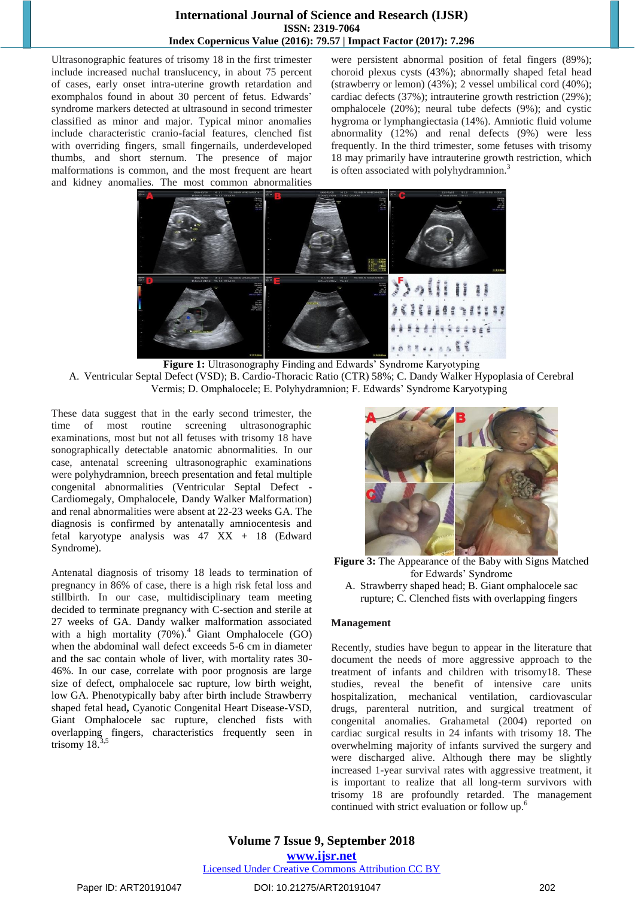Ultrasonographic features of trisomy 18 in the first trimester include increased nuchal translucency, in about 75 percent of cases, early onset intra-uterine growth retardation and exomphalos found in about 30 percent of fetus. Edwards' syndrome markers detected at ultrasound in second trimester classified as minor and major. Typical minor anomalies include characteristic cranio-facial features, clenched fist with overriding fingers, small fingernails, underdeveloped thumbs, and short sternum. The presence of major malformations is common, and the most frequent are heart and kidney anomalies. The most common abnormalities were persistent abnormal position of fetal fingers (89%); choroid plexus cysts (43%); abnormally shaped fetal head (strawberry or lemon) (43%); 2 vessel umbilical cord (40%); cardiac defects (37%); intrauterine growth restriction (29%); omphalocele (20%); neural tube defects (9%); and cystic hygroma or lymphangiectasia (14%). Amniotic fluid volume abnormality (12%) and renal defects (9%) were less frequently. In the third trimester, some fetuses with trisomy 18 may primarily have intrauterine growth restriction, which is often associated with polyhydramnion.[3]

**Figure 1:** Ultrasonography Finding and Edwards' Syndrome Karyotyping

A. Ventricular Septal Defect (VSD); B. Cardio-Thoracic Ratio (CTR) 58%; C. Dandy Walker Hypoplasia of Cerebral Vermis; D. Omphalocele; E. Polyhydramnion; F. Edwards' Syndrome Karyotyping

These data suggest that in the early second trimester, the time of most routine screening ultrasonographic examinations, most but not all fetuses with trisomy 18 have sonographically detectable anatomic abnormalities. In our case, antenatal screening ultrasonographic examinations were polyhydramnion, breech presentation and fetal multiple congenital abnormalities (Ventricular Septal Defect - Cardiomegaly, Omphalocele, Dandy Walker Malformation) and renal abnormalities were absent at 22-23 weeks GA. The diagnosis is confirmed by antenatally amniocentesis and fetal karyotype analysis was 47 XX + 18 (Edward Syndrome).

Antenatal diagnosis of trisomy 18 leads to termination of pregnancy in 86% of case, there is a high risk fetal loss and stillbirth. In our case, multidisciplinary team meeting decided to terminate pregnancy with C-section and sterile at 27 weeks of GA. Dandy walker malformation associated with a high mortality (70%).[4] Giant Omphalocele (GO) when the abdominal wall defect exceeds 5-6 cm in diameter and the sac contain whole of liver, with mortality rates 30-46%. In our case, correlate with poor prognosis are large size of defect, omphalocele sac rupture, low birth weight, low GA. Phenotypically baby after birth include Strawberry shaped fetal head**,** Cyanotic Congenital Heart Disease-VSD, Giant Omphalocele sac rupture, clenched fists with overlapping fingers, characteristics frequently seen in trisomy 18.[3,5]

**Figure 3:** The Appearance of the Baby with Signs Matched for Edwards' Syndrome

A. Strawberry shaped head; B. Giant omphalocele sac rupture; C. Clenched fists with overlapping fingers

## Management

Recently, studies have begun to appear in the literature that document the needs of more aggressive approach to the treatment of infants and children with trisomy18. These studies, reveal the benefit of intensive care units hospitalization, mechanical ventilation, cardiovascular drugs, parenteral nutrition, and surgical treatment of congenital anomalies. Grahametal (2004) reported on cardiac surgical results in 24 infants with trisomy 18. The overwhelming majority of infants survived the surgery and were discharged alive. Although there may be slightly increased 1-year survival rates with aggressive treatment, it is important to realize that all long-term survivors with trisomy 18 are profoundly retarded. The management continued with strict evaluation or follow up.[6]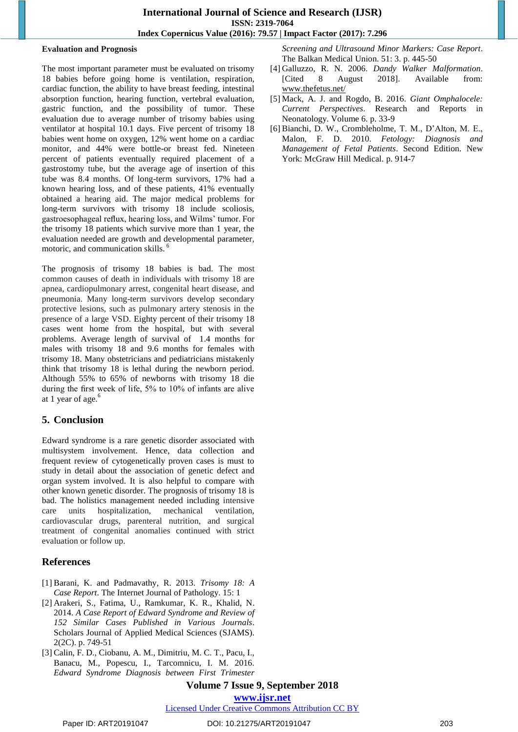**Evaluation and Prognosis**

The most important parameter must be evaluated on trisomy 18 babies before going home is ventilation, respiration, cardiac function, the ability to have breast feeding, intestinal absorption function, hearing function, vertebral evaluation, gastric function, and the possibility of tumor. These evaluation due to average number of trisomy babies using ventilator at hospital 10.1 days. Five percent of trisomy 18 babies went home on oxygen, 12% went home on a cardiac monitor, and 44% were bottle-or breast fed. Nineteen percent of patients eventually required placement of a gastrostomy tube, but the average age of insertion of this tube was 8.4 months. Of long-term survivors, 17% had a known hearing loss, and of these patients, 41% eventually obtained a hearing aid. The major medical problems for long-term survivors with trisomy 18 include scoliosis, gastroesophageal reflux, hearing loss, and Wilms' tumor. For the trisomy 18 patients which survive more than 1 year, the evaluation needed are growth and developmental parameter, motoric, and communication skills. [6]

The prognosis of trisomy 18 babies is bad. The most common causes of death in individuals with trisomy 18 are apnea, cardiopulmonary arrest, congenital heart disease, and pneumonia. Many long-term survivors develop secondary protective lesions, such as pulmonary artery stenosis in the presence of a large VSD. Eighty percent of their trisomy 18 cases went home from the hospital, but with several problems. Average length of survival of 1.4 months for males with trisomy 18 and 9.6 months for females with trisomy 18. Many obstetricians and pediatricians mistakenly think that trisomy 18 is lethal during the newborn period. Although 55% to 65% of newborns with trisomy 18 die during the first week of life, 5% to 10% of infants are alive at 1 year of age.[6]

## 5. Conclusion

Edward syndrome is a rare genetic disorder associated with multisystem involvement. Hence, data collection and frequent review of cytogenetically proven cases is must to study in detail about the association of genetic defect and organ system involved. It is also helpful to compare with other known genetic disorder. The prognosis of trisomy 18 is bad. The holistics management needed including intensive care units hospitalization, mechanical ventilation, cardiovascular drugs, parenteral nutrition, and surgical treatment of congenital anomalies continued with strict evaluation or follow up.

## References

[1] Barani, K. and Padmavathy, R. 2013. *Trisomy 18: A Case Report*. The Internet Journal of Pathology. 15: 1

[2] Arakeri, S., Fatima, U., Ramkumar, K. R., Khalid, N. 2014. *A Case Report of Edward Syndrome and Review of 152 Similar Cases Published in Various Journals*. Scholars Journal of Applied Medical Sciences (SJAMS). 2(2C). p. 749-51

[3] Calin, F. D., Ciobanu, A. M., Dimitriu, M. C. T., Pacu, I., Banacu, M., Popescu, I., Tarcomnicu, I. M. 2016. *Edward Syndrome Diagnosis between First Trimester Screening and Ultrasound Minor Markers: Case Report*. The Balkan Medical Union. 51: 3. p. 445-50

[4] Galluzzo, R. N. 2006. *Dandy Walker Malformation*. [Cited 8 August 2018]. Available from: www.thefetus.net/

[5] Mack, A. J. and Rogdo, B. 2016. *Giant Omphalocele: Current Perspectives*. Research and Reports in Neonatology. Volume 6. p. 33-9

[6] Bianchi, D. W., Crombleholme, T. M., D'Alton, M. E., Malon, F. D. 2010. *Fetology: Diagnosis and Management of Fetal Patients*. Second Edition. New York: McGraw Hill Medical. p. 914-7